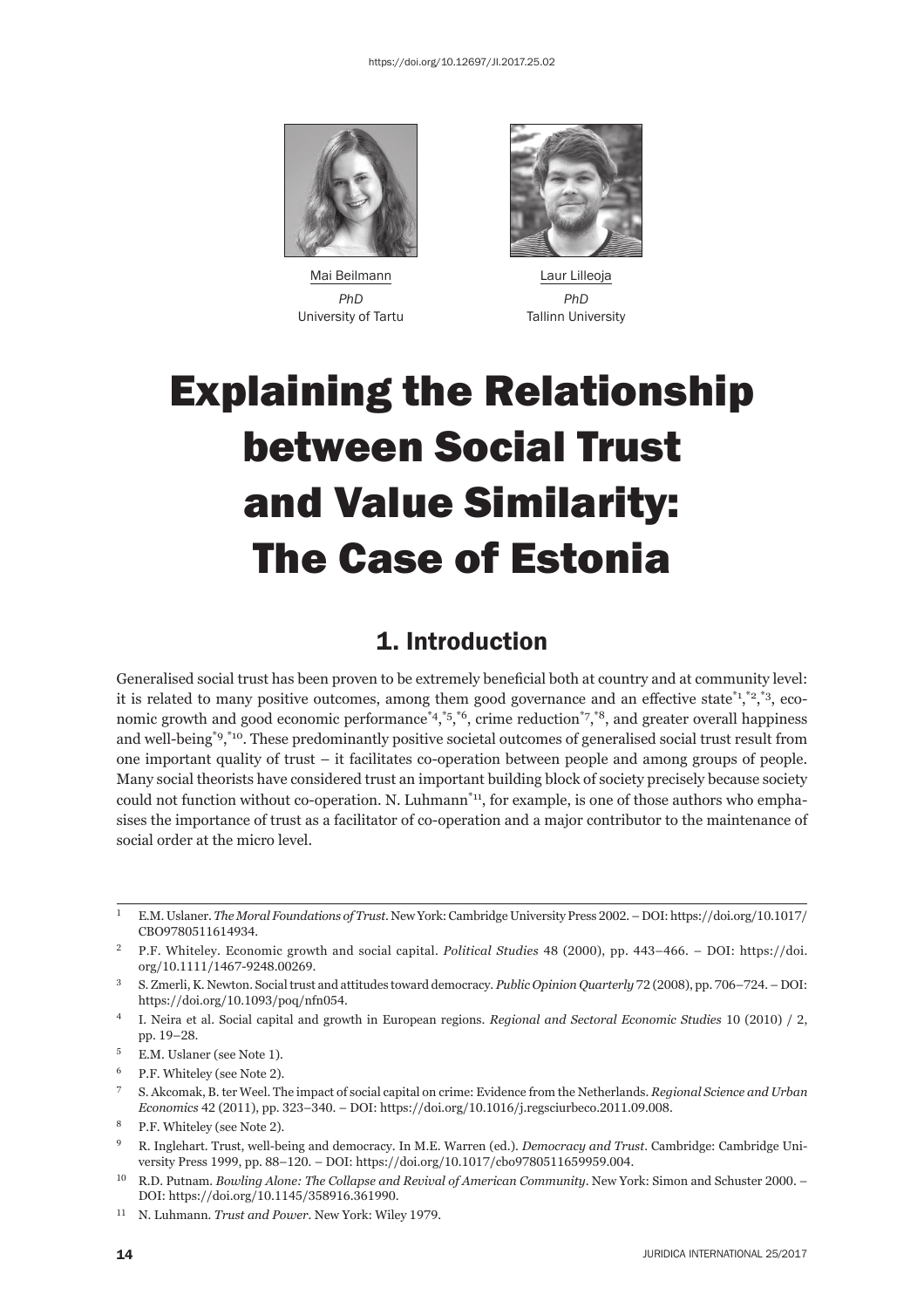https://doi.org/10.12697/JI.2017.25.02

Mai Beilmann
*PhD*
University of Tartu

Laur Lilleoja
*PhD*
Tallinn University

# Explaining the Relationship between Social Trust and Value Similarity: The Case of Estonia

## 1. Introduction

Generalised social trust has been proven to be extremely beneficial both at country and at community level: it is related to many positive outcomes, among them good governance and an effective state[*1],[*2],[*3], economic growth and good economic performance[*4],[*5],[*6], crime reduction[*7],[*8], and greater overall happiness and well-being[*9],[*10]. These predominantly positive societal outcomes of generalised social trust result from one important quality of trust – it facilitates co-operation between people and among groups of people. Many social theorists have considered trust an important building block of society precisely because society could not function without co-operation. N. Luhmann[*11], for example, is one of those authors who emphasises the importance of trust as a facilitator of co-operation and a major contributor to the maintenance of social order at the micro level.

---

1 E.M. Uslaner. *The Moral Foundations of Trust*. New York: Cambridge University Press 2002. – DOI: https://doi.org/10.1017/CBO9780511614934.

2 P.F. Whiteley. Economic growth and social capital. *Political Studies* 48 (2000), pp. 443–466. – DOI: https://doi.org/10.1111/1467-9248.00269.

3 S. Zmerli, K. Newton. Social trust and attitudes toward democracy. *Public Opinion Quarterly* 72 (2008), pp. 706–724. – DOI: https://doi.org/10.1093/poq/nfn054.

4 I. Neira et al. Social capital and growth in European regions. *Regional and Sectoral Economic Studies* 10 (2010) / 2, pp. 19–28.

5 E.M. Uslaner (see Note 1).

6 P.F. Whiteley (see Note 2).

7 S. Akcomak, B. ter Weel. The impact of social capital on crime: Evidence from the Netherlands. *Regional Science and Urban Economics* 42 (2011), pp. 323–340. – DOI: https://doi.org/10.1016/j.regsciurbeco.2011.09.008.

8 P.F. Whiteley (see Note 2).

9 R. Inglehart. Trust, well-being and democracy. In M.E. Warren (ed.). *Democracy and Trust*. Cambridge: Cambridge University Press 1999, pp. 88–120. – DOI: https://doi.org/10.1017/cbo9780511659959.004.

10 R.D. Putnam. *Bowling Alone: The Collapse and Revival of American Community*. New York: Simon and Schuster 2000. – DOI: https://doi.org/10.1145/358916.361990.

11 N. Luhmann. *Trust and Power*. New York: Wiley 1979.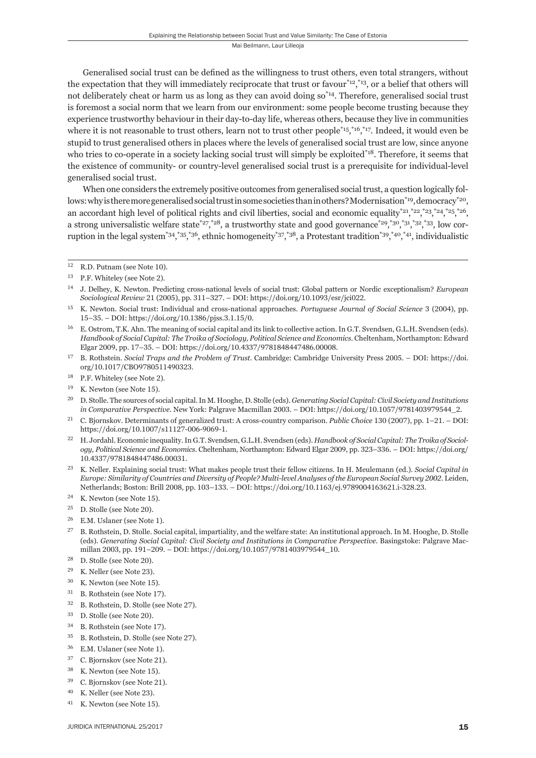Generalised social trust can be defined as the willingness to trust others, even total strangers, without the expectation that they will immediately reciprocate that trust or favour[*12], [*13], or a belief that others will not deliberately cheat or harm us as long as they can avoid doing so[*14]. Therefore, generalised social trust is foremost a social norm that we learn from our environment: some people become trusting because they experience trustworthy behaviour in their day-to-day life, whereas others, because they live in communities where it is not reasonable to trust others, learn not to trust other people[*15], [*16], [*17]. Indeed, it would even be stupid to trust generalised others in places where the levels of generalised social trust are low, since anyone who tries to co-operate in a society lacking social trust will simply be exploited[*18]. Therefore, it seems that the existence of community- or country-level generalised social trust is a prerequisite for individual-level generalised social trust.

When one considers the extremely positive outcomes from generalised social trust, a question logically follows: why is there more generalised social trust in some societies than in others? Modernisation[*19], democracy[*20], an accordant high level of political rights and civil liberties, social and economic equality[*21], [*22], [*23], [*24], [*25], [*26], a strong universalistic welfare state[*27], [*28], a trustworthy state and good governance[*29], [*30], [*31], [*32], [*33], low corruption in the legal system[*34], [*35], [*36], ethnic homogeneity[*37], [*38], a Protestant tradition[*39], [*40], [*41], individualistic

---

12 R.D. Putnam (see Note 10).

13 P.F. Whiteley (see Note 2).

14 J. Delhey, K. Newton. Predicting cross-national levels of social trust: Global pattern or Nordic exceptionalism? *European Sociological Review* 21 (2005), pp. 311–327. – DOI: https://doi.org/10.1093/esr/jci022.

15 K. Newton. Social trust: Individual and cross-national approaches. *Portuguese Journal of Social Science* 3 (2004), pp. 15–35. – DOI: https://doi.org/10.1386/pjss.3.1.15/0.

16 E. Ostrom, T.K. Ahn. The meaning of social capital and its link to collective action. In G.T. Svendsen, G.L.H. Svendsen (eds). *Handbook of Social Capital: The Troika of Sociology, Political Science and Economics*. Cheltenham, Northampton: Edward Elgar 2009, pp. 17–35. – DOI: https://doi.org/10.4337/9781848447486.00008.

17 B. Rothstein. *Social Traps and the Problem of Trust*. Cambridge: Cambridge University Press 2005. – DOI: https://doi.org/10.1017/CBO9780511490323.

18 P.F. Whiteley (see Note 2).

19 K. Newton (see Note 15).

20 D. Stolle. The sources of social capital. In M. Hooghe, D. Stolle (eds). *Generating Social Capital: Civil Society and Institutions in Comparative Perspective*. New York: Palgrave Macmillan 2003. – DOI: https://doi.org/10.1057/9781403979544_2.

21 C. Bjornskov. Determinants of generalized trust: A cross-country comparison. *Public Choice* 130 (2007), pp. 1–21. – DOI: https://doi.org/10.1007/s11127-006-9069-1.

22 H. Jordahl. Economic inequality. In G.T. Svendsen, G.L.H. Svendsen (eds). *Handbook of Social Capital: The Troika of Sociology, Political Science and Economics*. Cheltenham, Northampton: Edward Elgar 2009, pp. 323–336. – DOI: https://doi.org/10.4337/9781848447486.00031.

23 K. Neller. Explaining social trust: What makes people trust their fellow citizens. In H. Meulemann (ed.). *Social Capital in Europe: Similarity of Countries and Diversity of People? Multi-level Analyses of the European Social Survey 2002*. Leiden, Netherlands; Boston: Brill 2008, pp. 103–133. – DOI: https://doi.org/10.1163/ej.9789004163621.i-328.23.

24 K. Newton (see Note 15).

25 D. Stolle (see Note 20).

26 E.M. Uslaner (see Note 1).

27 B. Rothstein, D. Stolle. Social capital, impartiality, and the welfare state: An institutional approach. In M. Hooghe, D. Stolle (eds). *Generating Social Capital: Civil Society and Institutions in Comparative Perspective*. Basingstoke: Palgrave Macmillan 2003, pp. 191–209. – DOI: https://doi.org/10.1057/9781403979544_10.

28 D. Stolle (see Note 20).

29 K. Neller (see Note 23).

30 K. Newton (see Note 15).

31 B. Rothstein (see Note 17).

32 B. Rothstein, D. Stolle (see Note 27).

33 D. Stolle (see Note 20).

34 B. Rothstein (see Note 17).

35 B. Rothstein, D. Stolle (see Note 27).

36 E.M. Uslaner (see Note 1).

37 C. Bjornskov (see Note 21).

38 K. Newton (see Note 15).

39 C. Bjornskov (see Note 21).

40 K. Neller (see Note 23).

41 K. Newton (see Note 15).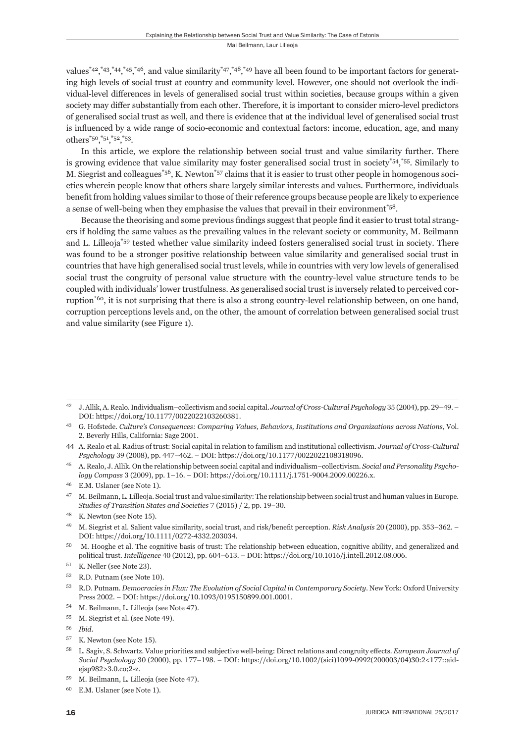values[*42,*43,*44,*45,*46], and value similarity[*47,*48,*49] have all been found to be important factors for generating high levels of social trust at country and community level. However, one should not overlook the individual-level differences in levels of generalised social trust within societies, because groups within a given society may differ substantially from each other. Therefore, it is important to consider micro-level predictors of generalised social trust as well, and there is evidence that at the individual level of generalised social trust is influenced by a wide range of socio-economic and contextual factors: income, education, age, and many others[*50,*51,*52,*53].

In this article, we explore the relationship between social trust and value similarity further. There is growing evidence that value similarity may foster generalised social trust in society[*54,*55]. Similarly to M. Siegrist and colleagues[*56], K. Newton[*57] claims that it is easier to trust other people in homogenous societies wherein people know that others share largely similar interests and values. Furthermore, individuals benefit from holding values similar to those of their reference groups because people are likely to experience a sense of well-being when they emphasise the values that prevail in their environment[*58].

Because the theorising and some previous findings suggest that people find it easier to trust total strangers if holding the same values as the prevailing values in the relevant society or community, M. Beilmann and L. Lilleoja[*59] tested whether value similarity indeed fosters generalised social trust in society. There was found to be a stronger positive relationship between value similarity and generalised social trust in countries that have high generalised social trust levels, while in countries with very low levels of generalised social trust the congruity of personal value structure with the country-level value structure tends to be coupled with individuals' lower trustfulness. As generalised social trust is inversely related to perceived corruption[*60], it is not surprising that there is also a strong country-level relationship between, on one hand, corruption perceptions levels and, on the other, the amount of correlation between generalised social trust and value similarity (see Figure 1).

---

42 J. Allik, A. Realo. Individualism–collectivism and social capital. *Journal of Cross-Cultural Psychology* 35 (2004), pp. 29–49. – DOI: https://doi.org/10.1177/0022022103260381.

43 G. Hofstede. *Culture's Consequences: Comparing Values, Behaviors, Institutions and Organizations across Nations*, Vol. 2. Beverly Hills, California: Sage 2001.

44 A. Realo et al. Radius of trust: Social capital in relation to familism and institutional collectivism. *Journal of Cross-Cultural Psychology* 39 (2008), pp. 447–462. – DOI: https://doi.org/10.1177/0022022108318096.

45 A. Realo, J. Allik. On the relationship between social capital and individualism–collectivism. *Social and Personality Psychology Compass* 3 (2009), pp. 1–16. – DOI: https://doi.org/10.1111/j.1751-9004.2009.00226.x.

46 E.M. Uslaner (see Note 1).

47 M. Beilmann, L. Lilleoja. Social trust and value similarity: The relationship between social trust and human values in Europe. *Studies of Transition States and Societies* 7 (2015) / 2, pp. 19–30.

48 K. Newton (see Note 15).

49 M. Siegrist et al. Salient value similarity, social trust, and risk/benefit perception. *Risk Analysis* 20 (2000), pp. 353–362. – DOI: https://doi.org/10.1111/0272-4332.203034.

50 M. Hooghe et al. The cognitive basis of trust: The relationship between education, cognitive ability, and generalized and political trust. *Intelligence* 40 (2012), pp. 604–613. – DOI: https://doi.org/10.1016/j.intell.2012.08.006.

51 K. Neller (see Note 23).

52 R.D. Putnam (see Note 10).

53 R.D. Putnam. *Democracies in Flux: The Evolution of Social Capital in Contemporary Society*. New York: Oxford University Press 2002. – DOI: https://doi.org/10.1093/0195150899.001.0001.

54 M. Beilmann, L. Lilleoja (see Note 47).

55 M. Siegrist et al. (see Note 49).

56 *Ibid.*

57 K. Newton (see Note 15).

58 L. Sagiv, S. Schwartz. Value priorities and subjective well-being: Direct relations and congruity effects. *European Journal of Social Psychology* 30 (2000), pp. 177–198. – DOI: https://doi.org/10.1002/(sici)1099-0992(200003/04)30:2<177::aid-ejsp982>3.0.co;2-z.

59 M. Beilmann, L. Lilleoja (see Note 47).

60 E.M. Uslaner (see Note 1).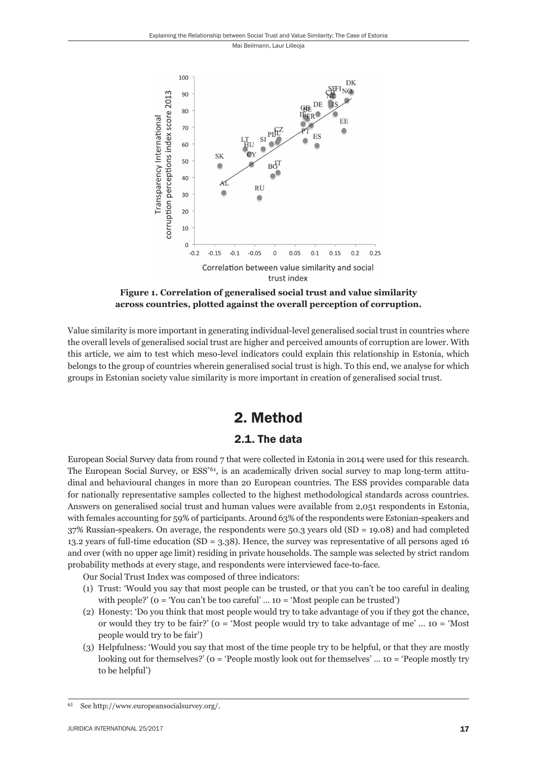**Figure 1. Correlation of generalised social trust and value similarity across countries, plotted against the overall perception of corruption.**

Value similarity is more important in generating individual-level generalised social trust in countries where the overall levels of generalised social trust are higher and perceived amounts of corruption are lower. With this article, we aim to test which meso-level indicators could explain this relationship in Estonia, which belongs to the group of countries wherein generalised social trust is high. To this end, we analyse for which groups in Estonian society value similarity is more important in creation of generalised social trust.

# 2. Method

## 2.1. The data

European Social Survey data from round 7 that were collected in Estonia in 2014 were used for this research. The European Social Survey, or ESS*[61], is an academically driven social survey to map long-term attitudinal and behavioural changes in more than 20 European countries. The ESS provides comparable data for nationally representative samples collected to the highest methodological standards across countries. Answers on generalised social trust and human values were available from 2,051 respondents in Estonia, with females accounting for 59% of participants. Around 63% of the respondents were Estonian-speakers and 37% Russian-speakers. On average, the respondents were 50.3 years old (SD = 19.08) and had completed 13.2 years of full-time education (SD = 3.38). Hence, the survey was representative of all persons aged 16 and over (with no upper age limit) residing in private households. The sample was selected by strict random probability methods at every stage, and respondents were interviewed face-to-face.

Our Social Trust Index was composed of three indicators:

(1) Trust: 'Would you say that most people can be trusted, or that you can't be too careful in dealing with people?' (0 = 'You can't be too careful' … 10 = 'Most people can be trusted')

(2) Honesty: 'Do you think that most people would try to take advantage of you if they got the chance, or would they try to be fair?' (0 = 'Most people would try to take advantage of me' … 10 = 'Most people would try to be fair')

(3) Helpfulness: 'Would you say that most of the time people try to be helpful, or that they are mostly looking out for themselves?' (0 = 'People mostly look out for themselves' … 10 = 'People mostly try to be helpful')

---

[61] See http://www.europeansocialsurvey.org/.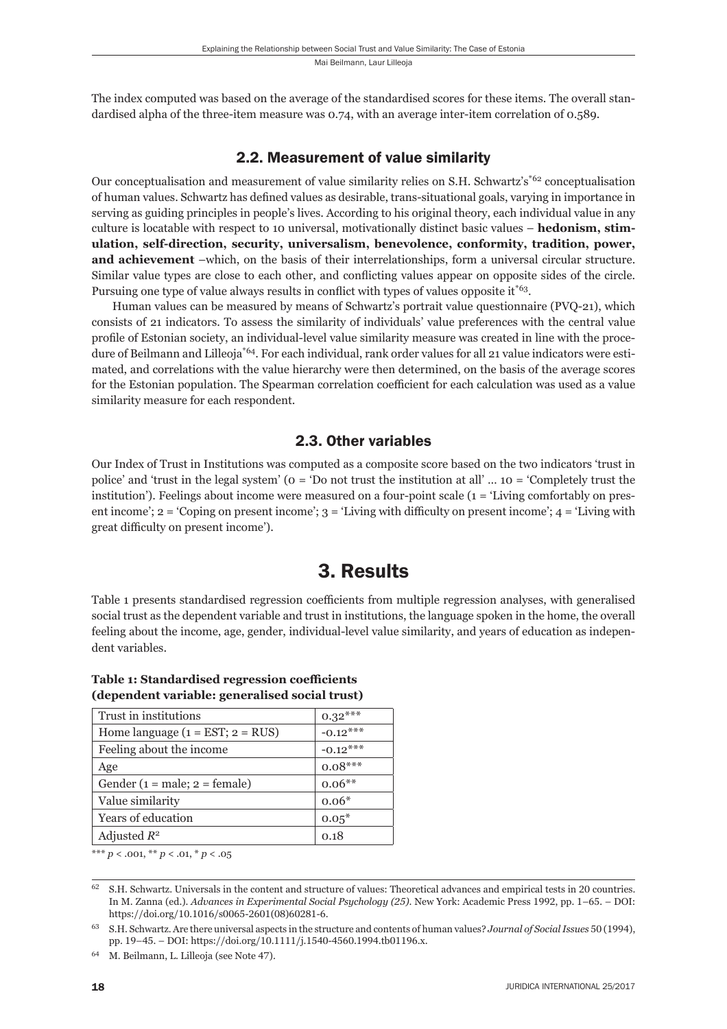The index computed was based on the average of the standardised scores for these items. The overall standardised alpha of the three-item measure was 0.74, with an average inter-item correlation of 0.589.

## 2.2. Measurement of value similarity

Our conceptualisation and measurement of value similarity relies on S.H. Schwartz's[62] conceptualisation of human values. Schwartz has defined values as desirable, trans-situational goals, varying in importance in serving as guiding principles in people's lives. According to his original theory, each individual value in any culture is locatable with respect to 10 universal, motivationally distinct basic values – **hedonism, stimulation, self-direction, security, universalism, benevolence, conformity, tradition, power, and achievement** –which, on the basis of their interrelationships, form a universal circular structure. Similar value types are close to each other, and conflicting values appear on opposite sides of the circle. Pursuing one type of value always results in conflict with types of values opposite it[63].

Human values can be measured by means of Schwartz's portrait value questionnaire (PVQ-21), which consists of 21 indicators. To assess the similarity of individuals' value preferences with the central value profile of Estonian society, an individual-level value similarity measure was created in line with the procedure of Beilmann and Lilleoja[64]. For each individual, rank order values for all 21 value indicators were estimated, and correlations with the value hierarchy were then determined, on the basis of the average scores for the Estonian population. The Spearman correlation coefficient for each calculation was used as a value similarity measure for each respondent.

## 2.3. Other variables

Our Index of Trust in Institutions was computed as a composite score based on the two indicators 'trust in police' and 'trust in the legal system' (0 = 'Do not trust the institution at all' ... 10 = 'Completely trust the institution'). Feelings about income were measured on a four-point scale (1 = 'Living comfortably on present income'; 2 = 'Coping on present income'; 3 = 'Living with difficulty on present income'; 4 = 'Living with great difficulty on present income').

# 3. Results

Table 1 presents standardised regression coefficients from multiple regression analyses, with generalised social trust as the dependent variable and trust in institutions, the language spoken in the home, the overall feeling about the income, age, gender, individual-level value similarity, and years of education as independent variables.

**Table 1: Standardised regression coefficients (dependent variable: generalised social trust)**

| Variable | Coefficient |
|---|---|
| Trust in institutions | 0.32*** |
| Home language (1 = EST; 2 = RUS) | -0.12*** |
| Feeling about the income | -0.12*** |
| Age | 0.08*** |
| Gender (1 = male; 2 = female) | 0.06** |
| Value similarity | 0.06* |
| Years of education | 0.05* |
| Adjusted $R^2$ | 0.18 |

*** $p < .001$, ** $p < .01$, * $p < .05$

---

62 S.H. Schwartz. Universals in the content and structure of values: Theoretical advances and empirical tests in 20 countries. In M. Zanna (ed.). *Advances in Experimental Social Psychology (25)*. New York: Academic Press 1992, pp. 1–65. – DOI: https://doi.org/10.1016/s0065-2601(08)60281-6.

63 S.H. Schwartz. Are there universal aspects in the structure and contents of human values? *Journal of Social Issues* 50 (1994), pp. 19–45. – DOI: https://doi.org/10.1111/j.1540-4560.1994.tb01196.x.

64 M. Beilmann, L. Lilleoja (see Note 47).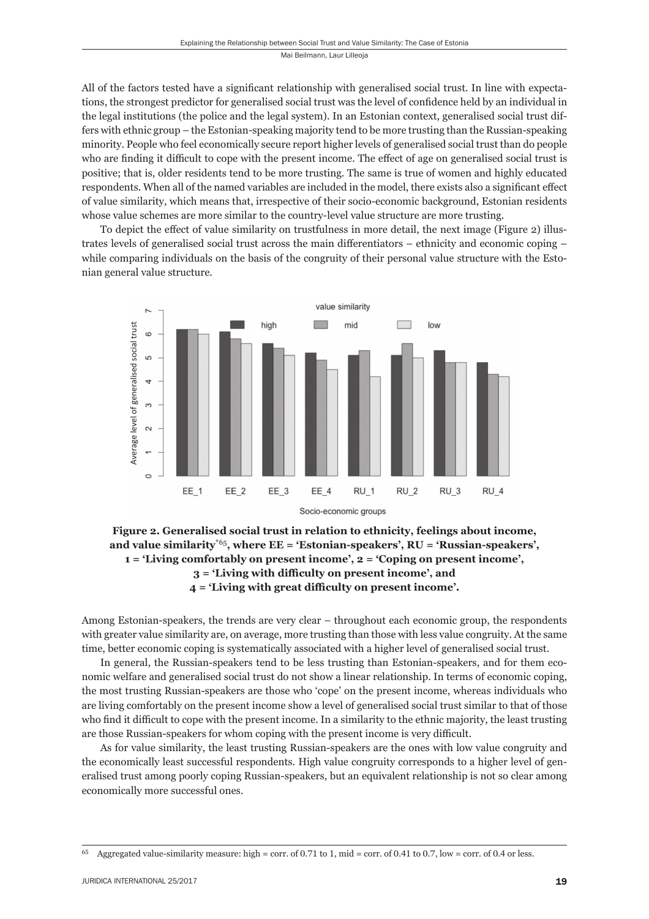All of the factors tested have a significant relationship with generalised social trust. In line with expectations, the strongest predictor for generalised social trust was the level of confidence held by an individual in the legal institutions (the police and the legal system). In an Estonian context, generalised social trust differs with ethnic group – the Estonian-speaking majority tend to be more trusting than the Russian-speaking minority. People who feel economically secure report higher levels of generalised social trust than do people who are finding it difficult to cope with the present income. The effect of age on generalised social trust is positive; that is, older residents tend to be more trusting. The same is true of women and highly educated respondents. When all of the named variables are included in the model, there exists also a significant effect of value similarity, which means that, irrespective of their socio-economic background, Estonian residents whose value schemes are more similar to the country-level value structure are more trusting.

To depict the effect of value similarity on trustfulness in more detail, the next image (Figure 2) illustrates levels of generalised social trust across the main differentiators – ethnicity and economic coping – while comparing individuals on the basis of the congruity of their personal value structure with the Estonian general value structure.

**Figure 2. Generalised social trust in relation to ethnicity, feelings about income, and value similarity**[65]**, where EE = 'Estonian-speakers', RU = 'Russian-speakers', 1 = 'Living comfortably on present income', 2 = 'Coping on present income', 3 = 'Living with difficulty on present income', and 4 = 'Living with great difficulty on present income'.**

Among Estonian-speakers, the trends are very clear – throughout each economic group, the respondents with greater value similarity are, on average, more trusting than those with less value congruity. At the same time, better economic coping is systematically associated with a higher level of generalised social trust.

In general, the Russian-speakers tend to be less trusting than Estonian-speakers, and for them economic welfare and generalised social trust do not show a linear relationship. In terms of economic coping, the most trusting Russian-speakers are those who 'cope' on the present income, whereas individuals who are living comfortably on the present income show a level of generalised social trust similar to that of those who find it difficult to cope with the present income. In a similarity to the ethnic majority, the least trusting are those Russian-speakers for whom coping with the present income is very difficult.

As for value similarity, the least trusting Russian-speakers are the ones with low value congruity and the economically least successful respondents. High value congruity corresponds to a higher level of generalised trust among poorly coping Russian-speakers, but an equivalent relationship is not so clear among economically more successful ones.

[65] Aggregated value-similarity measure: high = corr. of 0.71 to 1, mid = corr. of 0.41 to 0.7, low = corr. of 0.4 or less.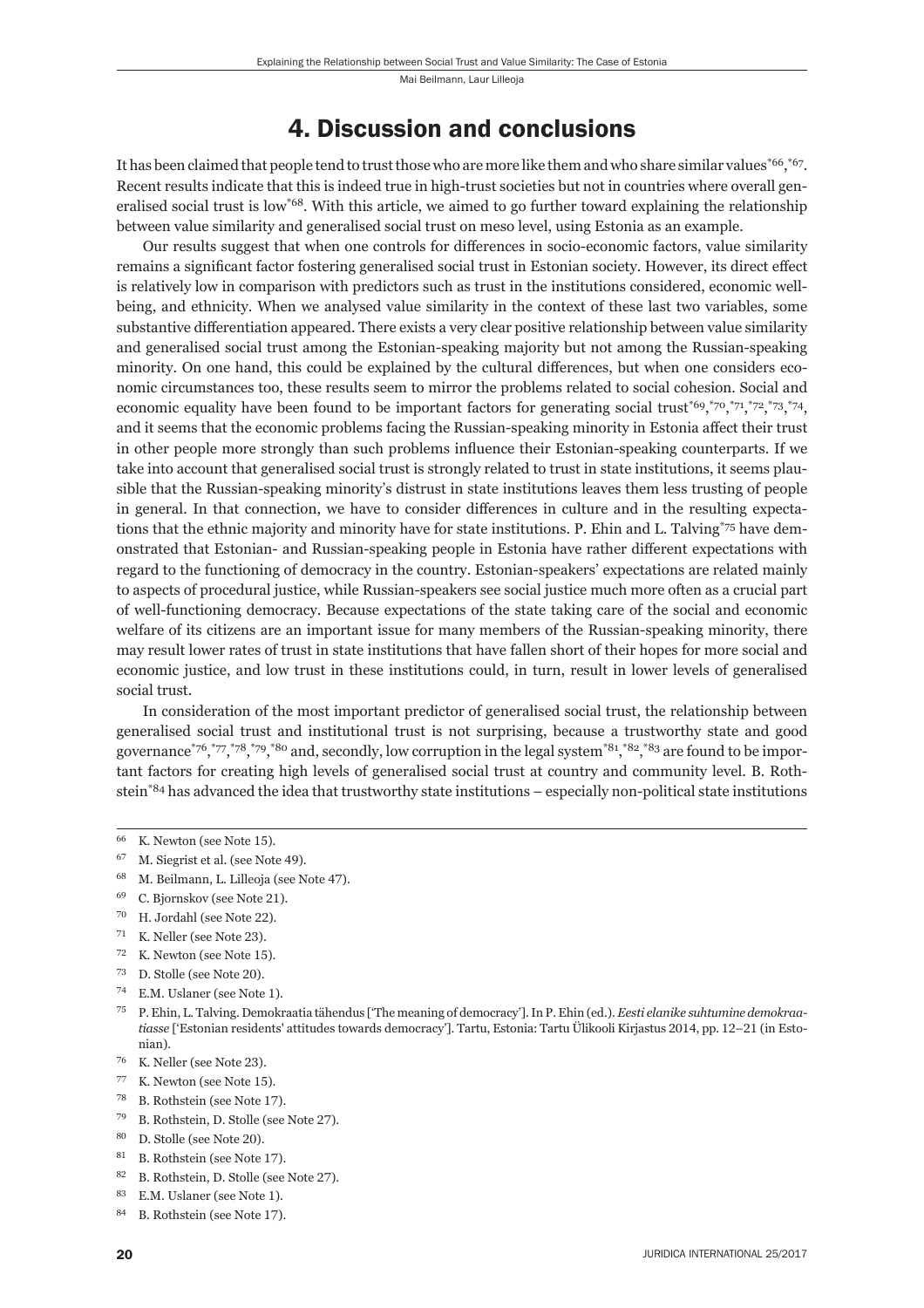# 4. Discussion and conclusions

It has been claimed that people tend to trust those who are more like them and who share similar values[*66],[*67]. Recent results indicate that this is indeed true in high-trust societies but not in countries where overall generalised social trust is low[*68]. With this article, we aimed to go further toward explaining the relationship between value similarity and generalised social trust on meso level, using Estonia as an example.

Our results suggest that when one controls for differences in socio-economic factors, value similarity remains a significant factor fostering generalised social trust in Estonian society. However, its direct effect is relatively low in comparison with predictors such as trust in the institutions considered, economic well-being, and ethnicity. When we analysed value similarity in the context of these last two variables, some substantive differentiation appeared. There exists a very clear positive relationship between value similarity and generalised social trust among the Estonian-speaking majority but not among the Russian-speaking minority. On one hand, this could be explained by the cultural differences, but when one considers economic circumstances too, these results seem to mirror the problems related to social cohesion. Social and economic equality have been found to be important factors for generating social trust[*69],[*70],[*71],[*72],[*73],[*74], and it seems that the economic problems facing the Russian-speaking minority in Estonia affect their trust in other people more strongly than such problems influence their Estonian-speaking counterparts. If we take into account that generalised social trust is strongly related to trust in state institutions, it seems plausible that the Russian-speaking minority's distrust in state institutions leaves them less trusting of people in general. In that connection, we have to consider differences in culture and in the resulting expectations that the ethnic majority and minority have for state institutions. P. Ehin and L. Talving[*75] have demonstrated that Estonian- and Russian-speaking people in Estonia have rather different expectations with regard to the functioning of democracy in the country. Estonian-speakers' expectations are related mainly to aspects of procedural justice, while Russian-speakers see social justice much more often as a crucial part of well-functioning democracy. Because expectations of the state taking care of the social and economic welfare of its citizens are an important issue for many members of the Russian-speaking minority, there may result lower rates of trust in state institutions that have fallen short of their hopes for more social and economic justice, and low trust in these institutions could, in turn, result in lower levels of generalised social trust.

In consideration of the most important predictor of generalised social trust, the relationship between generalised social trust and institutional trust is not surprising, because a trustworthy state and good governance[*76],[*77],[*78],[*79],[*80] and, secondly, low corruption in the legal system[*81],[*82],[*83] are found to be important factors for creating high levels of generalised social trust at country and community level. B. Rothstein[*84] has advanced the idea that trustworthy state institutions – especially non-political state institutions

---

[66] K. Newton (see Note 15).

[67] M. Siegrist et al. (see Note 49).

[68] M. Beilmann, L. Lilleoja (see Note 47).

[69] C. Bjornskov (see Note 21).

[70] H. Jordahl (see Note 22).

[71] K. Neller (see Note 23).

[72] K. Newton (see Note 15).

[73] D. Stolle (see Note 20).

[74] E.M. Uslaner (see Note 1).

[75] P. Ehin, L. Talving. Demokraatia tähendus ['The meaning of democracy']. In P. Ehin (ed.). *Eesti elanike suhtumine demokraatiasse* ['Estonian residents' attitudes towards democracy']. Tartu, Estonia: Tartu Ülikooli Kirjastus 2014, pp. 12–21 (in Estonian).

[76] K. Neller (see Note 23).

[77] K. Newton (see Note 15).

[78] B. Rothstein (see Note 17).

[79] B. Rothstein, D. Stolle (see Note 27).

[80] D. Stolle (see Note 20).

[81] B. Rothstein (see Note 17).

[82] B. Rothstein, D. Stolle (see Note 27).

[83] E.M. Uslaner (see Note 1).

[84] B. Rothstein (see Note 17).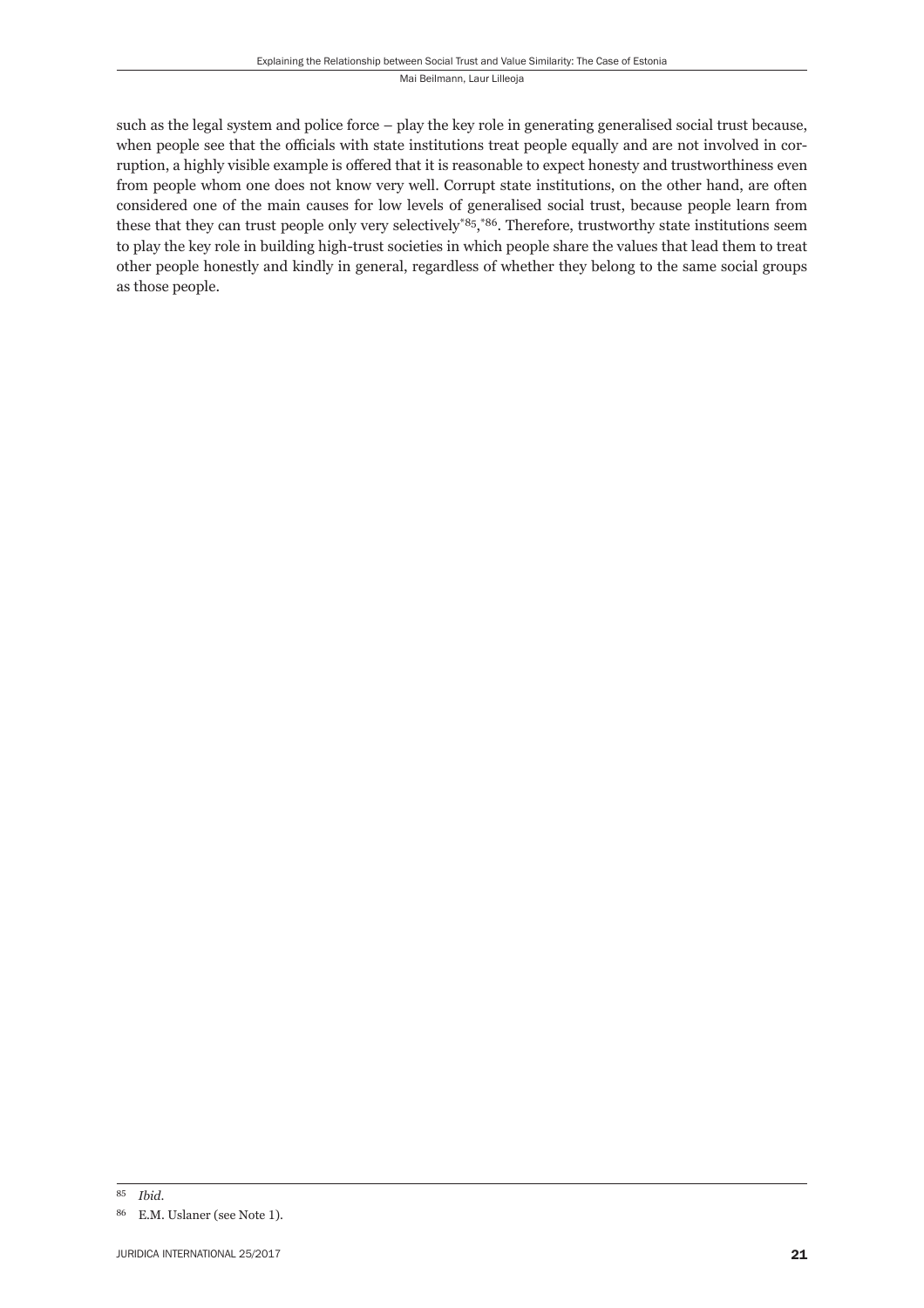such as the legal system and police force – play the key role in generating generalised social trust because, when people see that the officials with state institutions treat people equally and are not involved in corruption, a highly visible example is offered that it is reasonable to expect honesty and trustworthiness even from people whom one does not know very well. Corrupt state institutions, on the other hand, are often considered one of the main causes for low levels of generalised social trust, because people learn from these that they can trust people only very selectively[*85],[*86]. Therefore, trustworthy state institutions seem to play the key role in building high-trust societies in which people share the values that lead them to treat other people honestly and kindly in general, regardless of whether they belong to the same social groups as those people.

---

85 *Ibid*.

86 E.M. Uslaner (see Note 1).